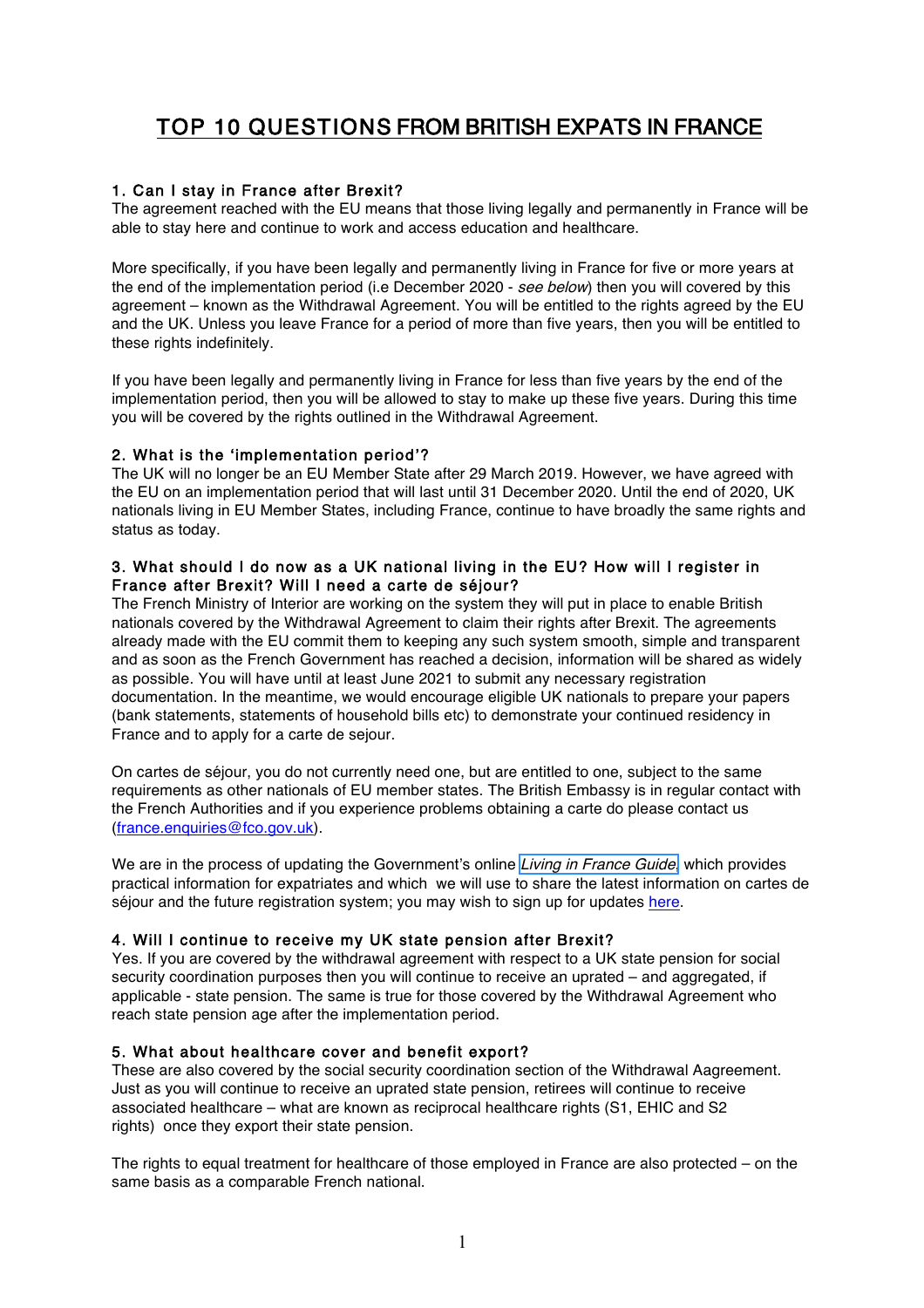# TOP 10 QUESTIONS FROM BRITISH EXPATS IN FRANCE

### 1. Can I stay in France after Brexit?

The agreement reached with the EU means that those living legally and permanently in France will be able to stay here and continue to work and access education and healthcare.

More specifically, if you have been legally and permanently living in France for five or more years at the end of the implementation period (i.e December 2020 - *see below*) then you will covered by this agreement – known as the Withdrawal Agreement. You will be entitled to the rights agreed by the EU and the UK. Unless you leave France for a period of more than five years, then you will be entitled to these rights indefinitely.

If you have been legally and permanently living in France for less than five years by the end of the implementation period, then you will be allowed to stay to make up these five years. During this time you will be covered by the rights outlined in the Withdrawal Agreement.

### 2. What is the 'implementation period'?

The UK will no longer be an EU Member State after 29 March 2019. However, we have agreed with the EU on an implementation period that will last until 31 December 2020. Until the end of 2020, UK nationals living in EU Member States, including France, continue to have broadly the same rights and status as today.

### 3. What should I do now as a UK national living in the EU? How will I register in France after Brexit? Will I need a carte de séjour?

The French Ministry of Interior are working on the system they will put in place to enable British nationals covered by the Withdrawal Agreement to claim their rights after Brexit. The agreements already made with the EU commit them to keeping any such system smooth, simple and transparent and as soon as the French Government has reached a decision, information will be shared as widely as possible. You will have until at least June 2021 to submit any necessary registration documentation. In the meantime, we would encourage eligible UK nationals to prepare your papers (bank statements, statements of household bills etc) to demonstrate your continued residency in France and to apply for a carte de sejour.

On cartes de séjour, you do not currently need one, but are entitled to one, subject to the same requirements as other nationals of EU member states. The British Embassy is in regular contact with the French Authorities and if you experience problems obtaining a carte do please contact us (france.enquiries@fco.gov.uk).

We are in the process of updating the Government's online *Living in France Guide* which provides practical information for expatriates and which we will use to share the latest information on cartes de séjour and the future registration system; you may wish to sign up for updates here.

### 4. Will I continue to receive my UK state pension after Brexit?

Yes. If you are covered by the withdrawal agreement with respect to a UK state pension for social security coordination purposes then you will continue to receive an uprated – and aggregated, if applicable - state pension. The same is true for those covered by the Withdrawal Agreement who reach state pension age after the implementation period.

### 5. What about healthcare cover and benefit export?

These are also covered by the social security coordination section of the Withdrawal Aagreement. Just as you will continue to receive an uprated state pension, retirees will continue to receive associated healthcare – what are known as reciprocal healthcare rights (S1, EHIC and S2 rights) once they export their state pension.

The rights to equal treatment for healthcare of those employed in France are also protected – on the same basis as a comparable French national.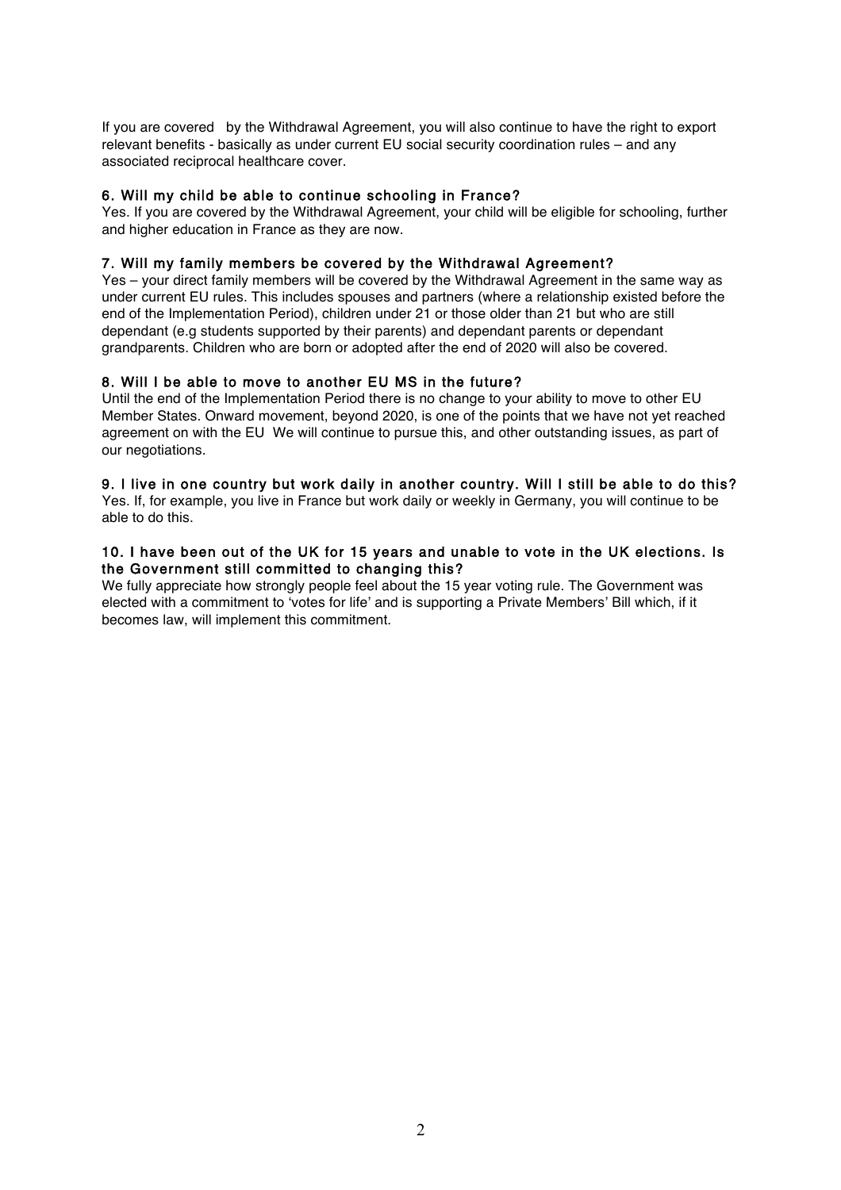If you are covered by the Withdrawal Agreement, you will also continue to have the right to export relevant benefits - basically as under current EU social security coordination rules – and any associated reciprocal healthcare cover.

### 6. Will my child be able to continue schooling in France?

Yes. If you are covered by the Withdrawal Agreement, your child will be eligible for schooling, further and higher education in France as they are now.

### 7. Will my family members be covered by the Withdrawal Agreement?

Yes – your direct family members will be covered by the Withdrawal Agreement in the same way as under current EU rules. This includes spouses and partners (where a relationship existed before the end of the Implementation Period), children under 21 or those older than 21 but who are still dependant (e.g students supported by their parents) and dependant parents or dependant grandparents. Children who are born or adopted after the end of 2020 will also be covered.

### 8. Will I be able to move to another EU MS in the future?

Until the end of the Implementation Period there is no change to your ability to move to other EU Member States. Onward movement, beyond 2020, is one of the points that we have not yet reached agreement on with the EU We will continue to pursue this, and other outstanding issues, as part of our negotiations.

### 9. I live in one country but work daily in another country. Will I still be able to do this?

Yes. If, for example, you live in France but work daily or weekly in Germany, you will continue to be able to do this.

### 10. I have been out of the UK for 15 years and unable to vote in the UK elections. Is the Government still committed to changing this?

We fully appreciate how strongly people feel about the 15 year voting rule. The Government was elected with a commitment to 'votes for life' and is supporting a Private Members' Bill which, if it becomes law, will implement this commitment.